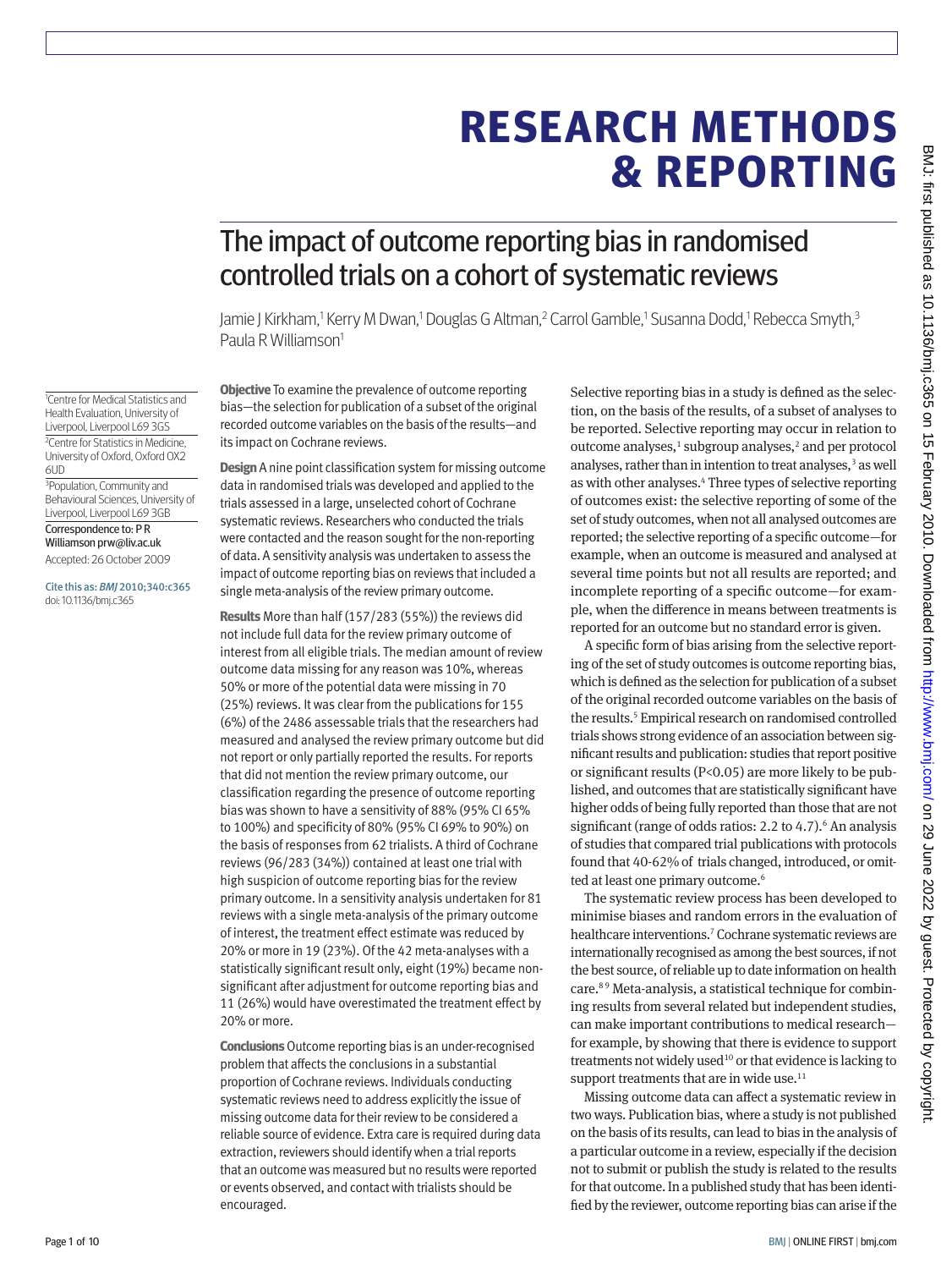# RESEARCH METHODS & REPORTING

## The impact of outcome reporting bias in randomised controlled trials on a cohort of systematic reviews

Jamie J Kirkham,[1] Kerry M Dwan,[1] Douglas G Altman,[2] Carrol Gamble,[1] Susanna Dodd,[1] Rebecca Smyth,[3] Paula R Williamson[1]

[1]Centre for Medical Statistics and Health Evaluation, University of Liverpool, Liverpool L69 3GS

[2]Centre for Statistics in Medicine, University of Oxford, Oxford OX2 6UD

[3]Population, Community and Behavioural Sciences, University of Liverpool, Liverpool L69 3GB

Correspondence to: P R Williamson prw@liv.ac.uk

Accepted: 26 October 2009

Cite this as: *BMJ* 2010;340:c365
doi: 10.1136/bmj.c365

**Objective** To examine the prevalence of outcome reporting bias—the selection for publication of a subset of the original recorded outcome variables on the basis of the results—and its impact on Cochrane reviews.

**Design** A nine point classification system for missing outcome data in randomised trials was developed and applied to the trials assessed in a large, unselected cohort of Cochrane systematic reviews. Researchers who conducted the trials were contacted and the reason sought for the non-reporting of data. A sensitivity analysis was undertaken to assess the impact of outcome reporting bias on reviews that included a single meta-analysis of the review primary outcome.

**Results** More than half (157/283 (55%)) the reviews did not include full data for the review primary outcome of interest from all eligible trials. The median amount of review outcome data missing for any reason was 10%, whereas 50% or more of the potential data were missing in 70 (25%) reviews. It was clear from the publications for 155 (6%) of the 2486 assessable trials that the researchers had measured and analysed the review primary outcome but did not report or only partially reported the results. For reports that did not mention the review primary outcome, our classification regarding the presence of outcome reporting bias was shown to have a sensitivity of 88% (95% CI 65% to 100%) and specificity of 80% (95% CI 69% to 90%) on the basis of responses from 62 trialists. A third of Cochrane reviews (96/283 (34%)) contained at least one trial with high suspicion of outcome reporting bias for the review primary outcome. In a sensitivity analysis undertaken for 81 reviews with a single meta-analysis of the primary outcome of interest, the treatment effect estimate was reduced by 20% or more in 19 (23%). Of the 42 meta-analyses with a statistically significant result only, eight (19%) became non-significant after adjustment for outcome reporting bias and 11 (26%) would have overestimated the treatment effect by 20% or more.

**Conclusions** Outcome reporting bias is an under-recognised problem that affects the conclusions in a substantial proportion of Cochrane reviews. Individuals conducting systematic reviews need to address explicitly the issue of missing outcome data for their review to be considered a reliable source of evidence. Extra care is required during data extraction, reviewers should identify when a trial reports that an outcome was measured but no results were reported or events observed, and contact with trialists should be encouraged.

Selective reporting bias in a study is defined as the selection, on the basis of the results, of a subset of analyses to be reported. Selective reporting may occur in relation to outcome analyses,[1] subgroup analyses,[2] and per protocol analyses, rather than in intention to treat analyses,[3] as well as with other analyses.[4] Three types of selective reporting of outcomes exist: the selective reporting of some of the set of study outcomes, when not all analysed outcomes are reported; the selective reporting of a specific outcome—for example, when an outcome is measured and analysed at several time points but not all results are reported; and incomplete reporting of a specific outcome—for example, when the difference in means between treatments is reported for an outcome but no standard error is given.

A specific form of bias arising from the selective reporting of the set of study outcomes is outcome reporting bias, which is defined as the selection for publication of a subset of the original recorded outcome variables on the basis of the results.[5] Empirical research on randomised controlled trials shows strong evidence of an association between significant results and publication: studies that report positive or significant results ($P<0.05$) are more likely to be published, and outcomes that are statistically significant have higher odds of being fully reported than those that are not significant (range of odds ratios: 2.2 to 4.7).[6] An analysis of studies that compared trial publications with protocols found that 40-62% of trials changed, introduced, or omitted at least one primary outcome.[6]

The systematic review process has been developed to minimise biases and random errors in the evaluation of healthcare interventions.[7] Cochrane systematic reviews are internationally recognised as among the best sources, if not the best source, of reliable up to date information on health care.[8,9] Meta-analysis, a statistical technique for combining results from several related but independent studies, can make important contributions to medical research—for example, by showing that there is evidence to support treatments not widely used[10] or that evidence is lacking to support treatments that are in wide use.[11]

Missing outcome data can affect a systematic review in two ways. Publication bias, where a study is not published on the basis of its results, can lead to bias in the analysis of a particular outcome in a review, especially if the decision not to submit or publish the study is related to the results for that outcome. In a published study that has been identified by the reviewer, outcome reporting bias can arise if the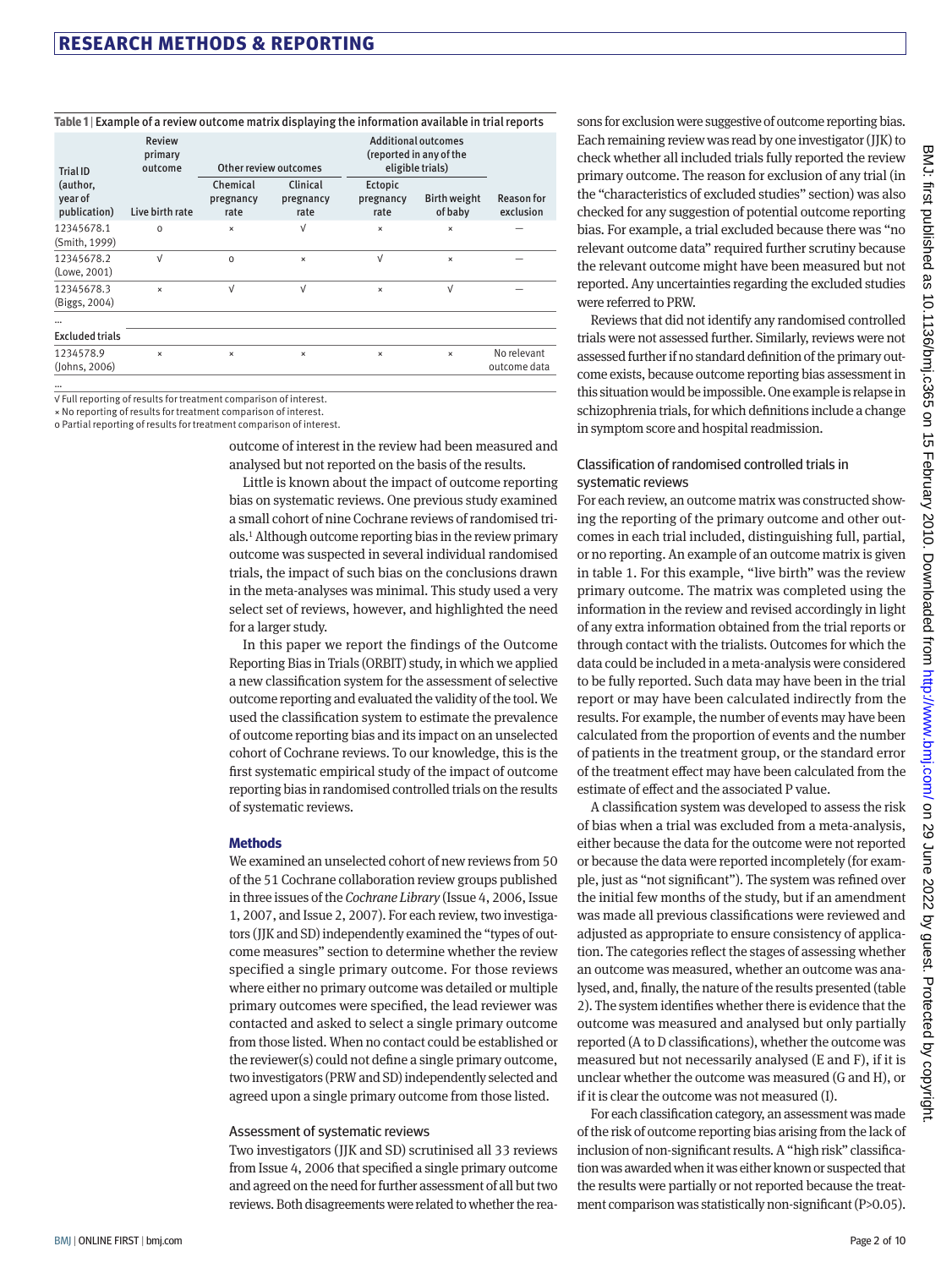**Table 1** | Example of a review outcome matrix displaying the information available in trial reports

| Trial ID (author, year of publication) | Review primary outcome | Other review outcomes | | Additional outcomes (reported in any of the eligible trials) | | Reason for exclusion |
|---|---|---|---|---|---|---|
| | Live birth rate | Chemical pregnancy rate | Clinical pregnancy rate | Ectopic pregnancy rate | Birth weight of baby | |
| 12345678.1 (Smith, 1999) | o | × | √ | × | × | — |
| 12345678.2 (Lowe, 2001) | √ | o | × | √ | × | — |
| 12345678.3 (Biggs, 2004) | × | √ | √ | × | √ | — |
| … | | | | | | |
| **Excluded trials** | | | | | | |
| 1234578.9 (Johns, 2006) | × | × | × | × | × | No relevant outcome data |
| … | | | | | | |

√ Full reporting of results for treatment comparison of interest.
× No reporting of results for treatment comparison of interest.
o Partial reporting of results for treatment comparison of interest.

outcome of interest in the review had been measured and analysed but not reported on the basis of the results.

Little is known about the impact of outcome reporting bias on systematic reviews. One previous study examined a small cohort of nine Cochrane reviews of randomised trials.[1] Although outcome reporting bias in the review primary outcome was suspected in several individual randomised trials, the impact of such bias on the conclusions drawn in the meta-analyses was minimal. This study used a very select set of reviews, however, and highlighted the need for a larger study.

In this paper we report the findings of the Outcome Reporting Bias in Trials (ORBIT) study, in which we applied a new classification system for the assessment of selective outcome reporting and evaluated the validity of the tool. We used the classification system to estimate the prevalence of outcome reporting bias and its impact on an unselected cohort of Cochrane reviews. To our knowledge, this is the first systematic empirical study of the impact of outcome reporting bias in randomised controlled trials on the results of systematic reviews.

## Methods

We examined an unselected cohort of new reviews from 50 of the 51 Cochrane collaboration review groups published in three issues of the *Cochrane Library* (Issue 4, 2006, Issue 1, 2007, and Issue 2, 2007). For each review, two investigators (JJK and SD) independently examined the "types of outcome measures" section to determine whether the review specified a single primary outcome. For those reviews where either no primary outcome was detailed or multiple primary outcomes were specified, the lead reviewer was contacted and asked to select a single primary outcome from those listed. When no contact could be established or the reviewer(s) could not define a single primary outcome, two investigators (PRW and SD) independently selected and agreed upon a single primary outcome from those listed.

### Assessment of systematic reviews

Two investigators (JJK and SD) scrutinised all 33 reviews from Issue 4, 2006 that specified a single primary outcome and agreed on the need for further assessment of all but two reviews. Both disagreements were related to whether the reasons for exclusion were suggestive of outcome reporting bias. Each remaining review was read by one investigator (JJK) to check whether all included trials fully reported the review primary outcome. The reason for exclusion of any trial (in the "characteristics of excluded studies" section) was also checked for any suggestion of potential outcome reporting bias. For example, a trial excluded because there was "no relevant outcome data" required further scrutiny because the relevant outcome might have been measured but not reported. Any uncertainties regarding the excluded studies were referred to PRW.

Reviews that did not identify any randomised controlled trials were not assessed further. Similarly, reviews were not assessed further if no standard definition of the primary outcome exists, because outcome reporting bias assessment in this situation would be impossible. One example is relapse in schizophrenia trials, for which definitions include a change in symptom score and hospital readmission.

### Classification of randomised controlled trials in systematic reviews

For each review, an outcome matrix was constructed showing the reporting of the primary outcome and other outcomes in each trial included, distinguishing full, partial, or no reporting. An example of an outcome matrix is given in table 1. For this example, "live birth" was the review primary outcome. The matrix was completed using the information in the review and revised accordingly in light of any extra information obtained from the trial reports or through contact with the trialists. Outcomes for which the data could be included in a meta-analysis were considered to be fully reported. Such data may have been in the trial report or may have been calculated indirectly from the results. For example, the number of events may have been calculated from the proportion of events and the number of patients in the treatment group, or the standard error of the treatment effect may have been calculated from the estimate of effect and the associated P value.

A classification system was developed to assess the risk of bias when a trial was excluded from a meta-analysis, either because the data for the outcome were not reported or because the data were reported incompletely (for example, just as "not significant"). The system was refined over the initial few months of the study, but if an amendment was made all previous classifications were reviewed and adjusted as appropriate to ensure consistency of application. The categories reflect the stages of assessing whether an outcome was measured, whether an outcome was analysed, and, finally, the nature of the results presented (table 2). The system identifies whether there is evidence that the outcome was measured and analysed but only partially reported (A to D classifications), whether the outcome was measured but not necessarily analysed (E and F), if it is unclear whether the outcome was measured (G and H), or if it is clear the outcome was not measured (I).

For each classification category, an assessment was made of the risk of outcome reporting bias arising from the lack of inclusion of non-significant results. A "high risk" classification was awarded when it was either known or suspected that the results were partially or not reported because the treatment comparison was statistically non-significant ($P>0.05$).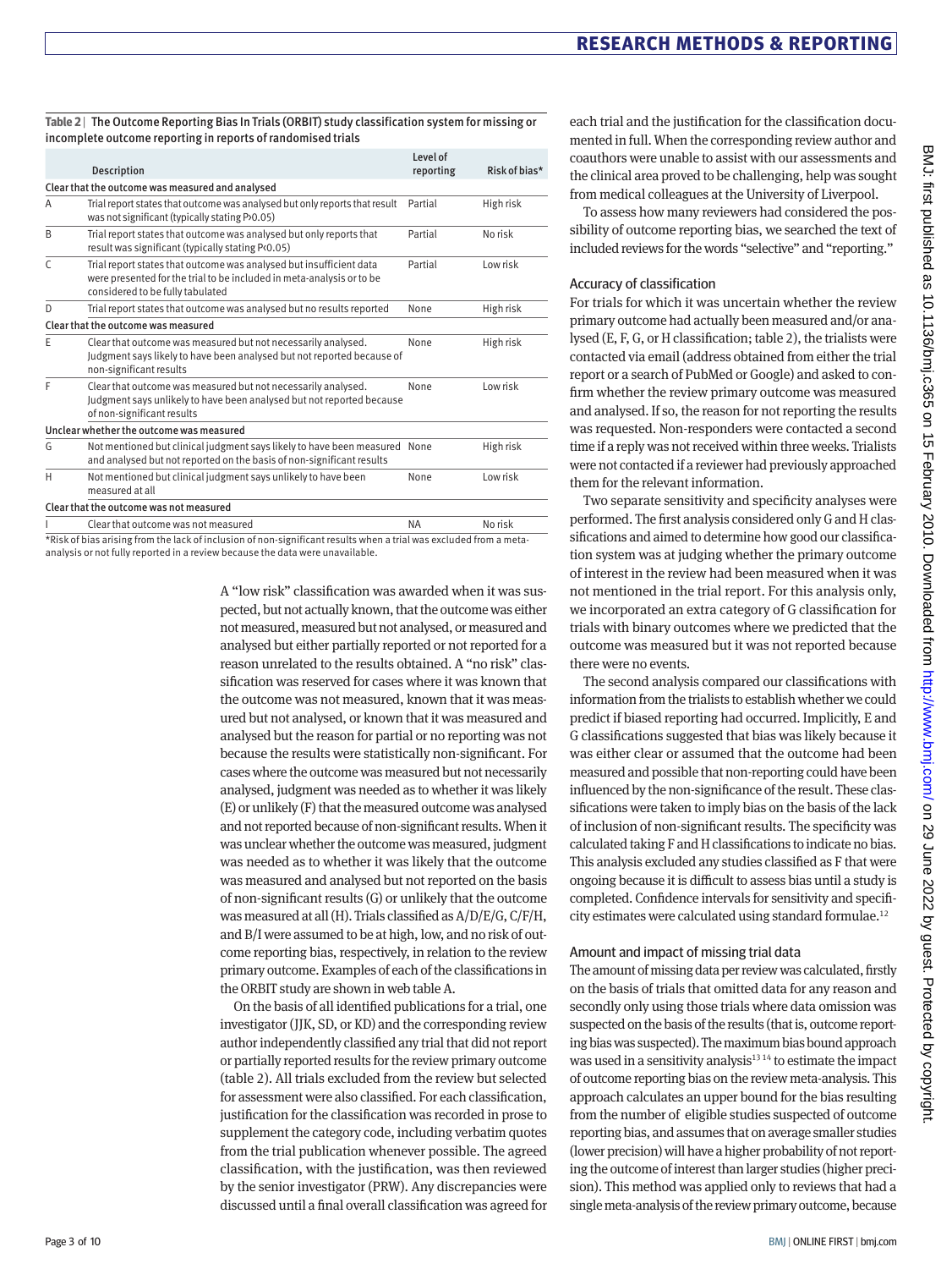**Table 2** | The Outcome Reporting Bias In Trials (ORBIT) study classification system for missing or incomplete outcome reporting in reports of randomised trials

| | Description | Level of reporting | Risk of bias* |
|---|---|---|---|
| **Clear that the outcome was measured and analysed** | | | |
| A | Trial report states that outcome was analysed but only reports that result was not significant (typically stating P>0.05) | Partial | High risk |
| B | Trial report states that outcome was analysed but only reports that result was significant (typically stating P<0.05) | Partial | No risk |
| C | Trial report states that outcome was analysed but insufficient data were presented for the trial to be included in meta-analysis or to be considered to be fully tabulated | Partial | Low risk |
| D | Trial report states that outcome was analysed but no results reported | None | High risk |
| **Clear that the outcome was measured** | | | |
| E | Clear that outcome was measured but not necessarily analysed. Judgment says likely to have been analysed but not reported because of non-significant results | None | High risk |
| F | Clear that outcome was measured but not necessarily analysed. Judgment says unlikely to have been analysed but not reported because of non-significant results | None | Low risk |
| **Unclear whether the outcome was measured** | | | |
| G | Not mentioned but clinical judgment says likely to have been measured and analysed but not reported on the basis of non-significant results | None | High risk |
| H | Not mentioned but clinical judgment says unlikely to have been measured at all | None | Low risk |
| **Clear that the outcome was not measured** | | | |
| I | Clear that outcome was not measured | NA | No risk |

*Risk of bias arising from the lack of inclusion of non-significant results when a trial was excluded from a meta-analysis or not fully reported in a review because the data were unavailable.

A "low risk" classification was awarded when it was suspected, but not actually known, that the outcome was either not measured, measured but not analysed, or measured and analysed but either partially reported or not reported for a reason unrelated to the results obtained. A "no risk" classification was reserved for cases where it was known that the outcome was not measured, known that it was measured but not analysed, or known that it was measured and analysed but the reason for partial or no reporting was not because the results were statistically non-significant. For cases where the outcome was measured but not necessarily analysed, judgment was needed as to whether it was likely (E) or unlikely (F) that the measured outcome was analysed and not reported because of non-significant results. When it was unclear whether the outcome was measured, judgment was needed as to whether it was likely that the outcome was measured and analysed but not reported on the basis of non-significant results (G) or unlikely that the outcome was measured at all (H). Trials classified as A/D/E/G, C/F/H, and B/I were assumed to be at high, low, and no risk of outcome reporting bias, respectively, in relation to the review primary outcome. Examples of each of the classifications in the ORBIT study are shown in web table A.

On the basis of all identified publications for a trial, one investigator (JJK, SD, or KD) and the corresponding review author independently classified any trial that did not report or partially reported results for the review primary outcome (table 2). All trials excluded from the review but selected for assessment were also classified. For each classification, justification for the classification was recorded in prose to supplement the category code, including verbatim quotes from the trial publication whenever possible. The agreed classification, with the justification, was then reviewed by the senior investigator (PRW). Any discrepancies were discussed until a final overall classification was agreed for each trial and the justification for the classification documented in full. When the corresponding review author and coauthors were unable to assist with our assessments and the clinical area proved to be challenging, help was sought from medical colleagues at the University of Liverpool.

To assess how many reviewers had considered the possibility of outcome reporting bias, we searched the text of included reviews for the words "selective" and "reporting."

### Accuracy of classification

For trials for which it was uncertain whether the review primary outcome had actually been measured and/or analysed (E, F, G, or H classification; table 2), the trialists were contacted via email (address obtained from either the trial report or a search of PubMed or Google) and asked to confirm whether the review primary outcome was measured and analysed. If so, the reason for not reporting the results was requested. Non-responders were contacted a second time if a reply was not received within three weeks. Trialists were not contacted if a reviewer had previously approached them for the relevant information.

Two separate sensitivity and specificity analyses were performed. The first analysis considered only G and H classifications and aimed to determine how good our classification system was at judging whether the primary outcome of interest in the review had been measured when it was not mentioned in the trial report. For this analysis only, we incorporated an extra category of G classification for trials with binary outcomes where we predicted that the outcome was measured but it was not reported because there were no events.

The second analysis compared our classifications with information from the trialists to establish whether we could predict if biased reporting had occurred. Implicitly, E and G classifications suggested that bias was likely because it was either clear or assumed that the outcome had been measured and possible that non-reporting could have been influenced by the non-significance of the result. These classifications were taken to imply bias on the basis of the lack of inclusion of non-significant results. The specificity was calculated taking F and H classifications to indicate no bias. This analysis excluded any studies classified as F that were ongoing because it is difficult to assess bias until a study is completed. Confidence intervals for sensitivity and specificity estimates were calculated using standard formulae.[12]

### Amount and impact of missing trial data

The amount of missing data per review was calculated, firstly on the basis of trials that omitted data for any reason and secondly only using those trials where data omission was suspected on the basis of the results (that is, outcome reporting bias was suspected). The maximum bias bound approach was used in a sensitivity analysis[13 14] to estimate the impact of outcome reporting bias on the review meta-analysis. This approach calculates an upper bound for the bias resulting from the number of eligible studies suspected of outcome reporting bias, and assumes that on average smaller studies (lower precision) will have a higher probability of not reporting the outcome of interest than larger studies (higher precision). This method was applied only to reviews that had a single meta-analysis of the review primary outcome, because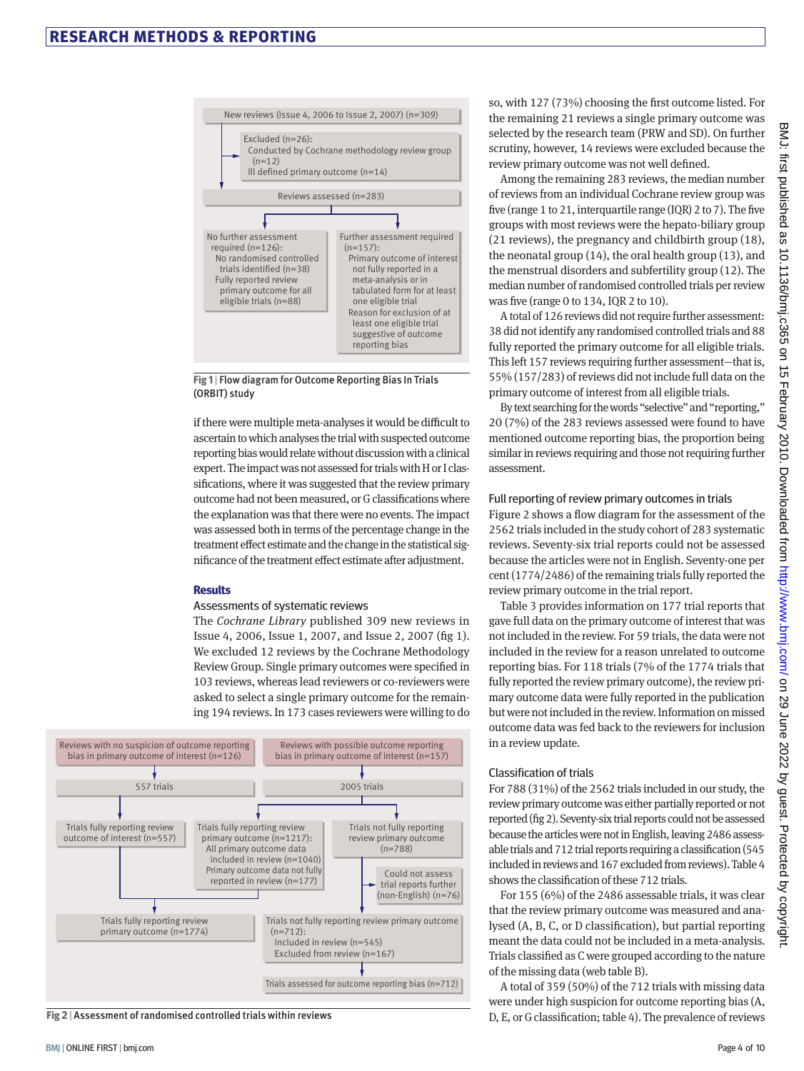Fig 1 | Flow diagram for Outcome Reporting Bias In Trials (ORBIT) study

if there were multiple meta-analyses it would be difficult to ascertain to which analyses the trial with suspected outcome reporting bias would relate without discussion with a clinical expert. The impact was not assessed for trials with H or I classifications, where it was suggested that the review primary outcome had not been measured, or G classifications where the explanation was that there were no events. The impact was assessed both in terms of the percentage change in the treatment effect estimate and the change in the statistical significance of the treatment effect estimate after adjustment.

## Results

### Assessments of systematic reviews

The *Cochrane Library* published 309 new reviews in Issue 4, 2006, Issue 1, 2007, and Issue 2, 2007 (fig 1). We excluded 12 reviews by the Cochrane Methodology Review Group. Single primary outcomes were specified in 103 reviews, whereas lead reviewers or co-reviewers were asked to select a single primary outcome for the remaining 194 reviews. In 173 cases reviewers were willing to do so, with 127 (73%) choosing the first outcome listed. For the remaining 21 reviews a single primary outcome was selected by the research team (PRW and SD). On further scrutiny, however, 14 reviews were excluded because the review primary outcome was not well defined.

Among the remaining 283 reviews, the median number of reviews from an individual Cochrane review group was five (range 1 to 21, interquartile range (IQR) 2 to 7). The five groups with most reviews were the hepato-biliary group (21 reviews), the pregnancy and childbirth group (18), the neonatal group (14), the oral health group (13), and the menstrual disorders and subfertility group (12). The median number of randomised controlled trials per review was five (range 0 to 134, IQR 2 to 10).

A total of 126 reviews did not require further assessment: 38 did not identify any randomised controlled trials and 88 fully reported the primary outcome for all eligible trials. This left 157 reviews requiring further assessment—that is, 55% (157/283) of reviews did not include full data on the primary outcome of interest from all eligible trials.

By text searching for the words "selective" and "reporting," 20 (7%) of the 283 reviews assessed were found to have mentioned outcome reporting bias, the proportion being similar in reviews requiring and those not requiring further assessment.

### Full reporting of review primary outcomes in trials

Figure 2 shows a flow diagram for the assessment of the 2562 trials included in the study cohort of 283 systematic reviews. Seventy-six trial reports could not be assessed because the articles were not in English. Seventy-one per cent (1774/2486) of the remaining trials fully reported the review primary outcome in the trial report.

Table 3 provides information on 177 trial reports that gave full data on the primary outcome of interest that was not included in the review. For 59 trials, the data were not included in the review for a reason unrelated to outcome reporting bias. For 118 trials (7% of the 1774 trials that fully reported the review primary outcome), the review primary outcome data were fully reported in the publication but were not included in the review. Information on missed outcome data was fed back to the reviewers for inclusion in a review update.

### Classification of trials

For 788 (31%) of the 2562 trials included in our study, the review primary outcome was either partially reported or not reported (fig 2). Seventy-six trial reports could not be assessed because the articles were not in English, leaving 2486 assessable trials and 712 trial reports requiring a classification (545 included in reviews and 167 excluded from reviews). Table 4 shows the classification of these 712 trials.

For 155 (6%) of the 2486 assessable trials, it was clear that the review primary outcome was measured and analysed (A, B, C, or D classification), but partial reporting meant the data could not be included in a meta-analysis. Trials classified as C were grouped according to the nature of the missing data (web table B).

A total of 359 (50%) of the 712 trials with missing data were under high suspicion for outcome reporting bias (A, D, E, or G classification; table 4). The prevalence of reviews

Fig 2 | Assessment of randomised controlled trials within reviews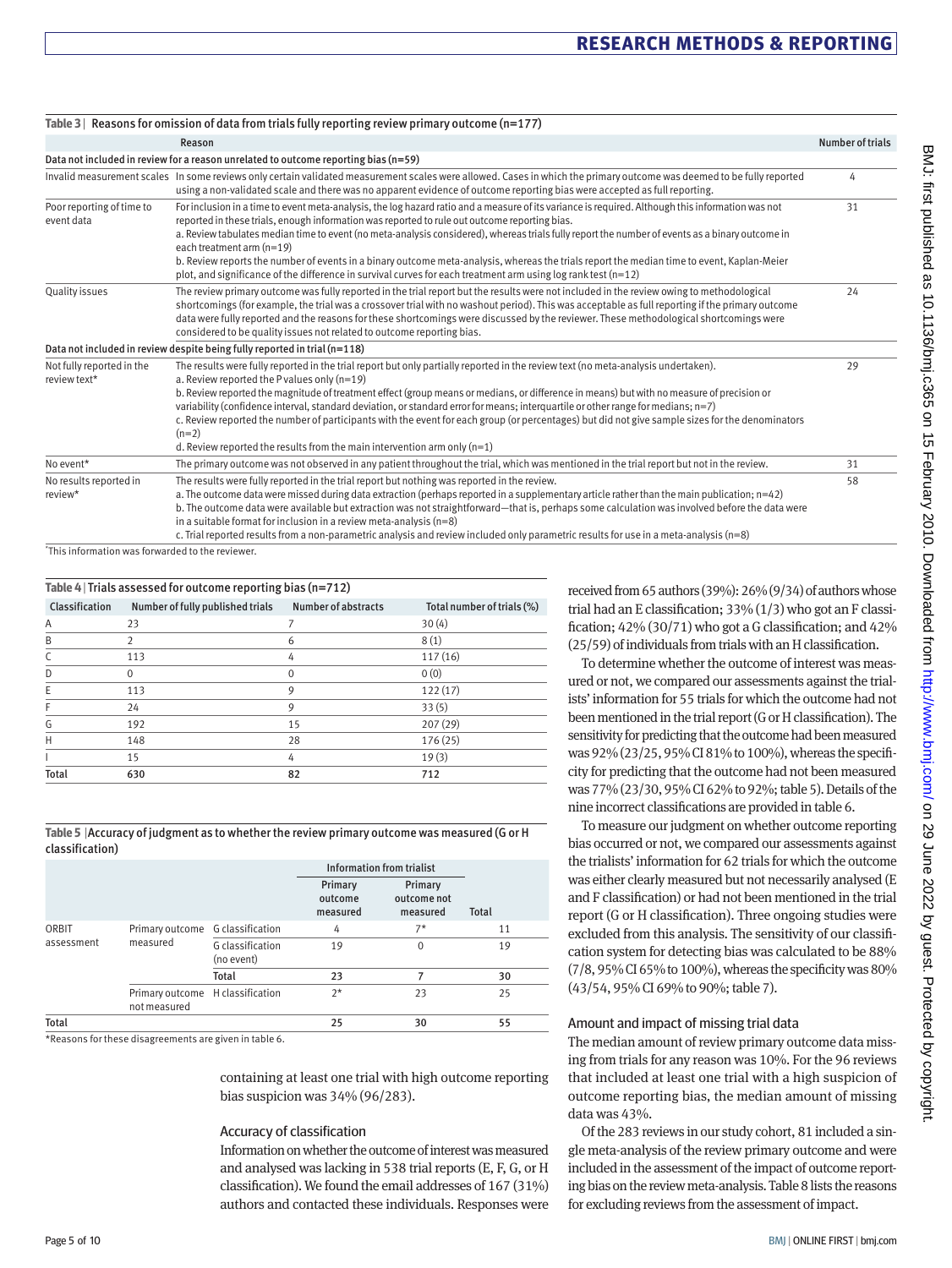**Table 3** | Reasons for omission of data from trials fully reporting review primary outcome (n=177)

| | Reason | Number of trials |
|---|---|---|
| **Data not included in review for a reason unrelated to outcome reporting bias (n=59)** | | |
| Invalid measurement scales | In some reviews only certain validated measurement scales were allowed. Cases in which the primary outcome was deemed to be fully reported using a non-validated scale and there was no apparent evidence of outcome reporting bias were accepted as full reporting. | 4 |
| Poor reporting of time to event data | For inclusion in a time to event meta-analysis, the log hazard ratio and a measure of its variance is required. Although this information was not reported in these trials, enough information was reported to rule out outcome reporting bias. a. Review tabulates median time to event (no meta-analysis considered), whereas trials fully report the number of events as a binary outcome in each treatment arm (n=19) b. Review reports the number of events in a binary outcome meta-analysis, whereas the trials report the median time to event, Kaplan-Meier plot, and significance of the difference in survival curves for each treatment arm using log rank test (n=12) | 31 |
| Quality issues | The review primary outcome was fully reported in the trial report but the results were not included in the review owing to methodological shortcomings (for example, the trial was a crossover trial with no washout period). This was acceptable as full reporting if the primary outcome data were fully reported and the reasons for these shortcomings were discussed by the reviewer. These methodological shortcomings were considered to be quality issues not related to outcome reporting bias. | 24 |
| **Data not included in review despite being fully reported in trial (n=118)** | | |
| Not fully reported in the review text* | The results were fully reported in the trial report but only partially reported in the review text (no meta-analysis undertaken). a. Review reported the P values only (n=19) b. Review reported the magnitude of treatment effect (group means or medians, or difference in means) but with no measure of precision or variability (confidence interval, standard deviation, or standard error for means; interquartile or other range for medians; n=7) c. Review reported the number of participants with the event for each group (or percentages) but did not give sample sizes for the denominators (n=2) d. Review reported the results from the main intervention arm only (n=1) | 29 |
| No event* | The primary outcome was not observed in any patient throughout the trial, which was mentioned in the trial report but not in the review. | 31 |
| No results reported in review* | The results were fully reported in the trial report but nothing was reported in the review. a. The outcome data were missed during data extraction (perhaps reported in a supplementary article rather than the main publication; n=42) b. The outcome data were available but extraction was not straightforward—that is, perhaps some calculation was involved before the data were in a suitable format for inclusion in a review meta-analysis (n=8) c. Trial reported results from a non-parametric analysis and review included only parametric results for use in a meta-analysis (n=8) | 58 |

*This information was forwarded to the reviewer.

**Table 4** | Trials assessed for outcome reporting bias (n=712)

| Classification | Number of fully published trials | Number of abstracts | Total number of trials (%) |
|---|---|---|---|
| A | 23 | 7 | 30 (4) |
| B | 2 | 6 | 8 (1) |
| C | 113 | 4 | 117 (16) |
| D | 0 | 0 | 0 (0) |
| E | 113 | 9 | 122 (17) |
| F | 24 | 9 | 33 (5) |
| G | 192 | 15 | 207 (29) |
| H | 148 | 28 | 176 (25) |
| I | 15 | 4 | 19 (3) |
| Total | 630 | 82 | 712 |

**Table 5** | Accuracy of judgment as to whether the review primary outcome was measured (G or H classification)

| | | | Information from trialist | | |
|---|---|---|---|---|---|
| | | | Primary outcome measured | Primary outcome not measured | Total |
| ORBIT assessment | Primary outcome measured | G classification | 4 | 7* | 11 |
| | | G classification (no event) | 19 | 0 | 19 |
| | | Total | 23 | 7 | 30 |
| | Primary outcome not measured | H classification | 2* | 23 | 25 |
| Total | | | 25 | 30 | 55 |

*Reasons for these disagreements are given in table 6.

containing at least one trial with high outcome reporting bias suspicion was 34% (96/283).

### Accuracy of classification

Information on whether the outcome of interest was measured and analysed was lacking in 538 trial reports (E, F, G, or H classification). We found the email addresses of 167 (31%) authors and contacted these individuals. Responses were received from 65 authors (39%): 26% (9/34) of authors whose trial had an E classification; 33% (1/3) who got an F classification; 42% (30/71) who got a G classification; and 42% (25/59) of individuals from trials with an H classification.

To determine whether the outcome of interest was measured or not, we compared our assessments against the trialists' information for 55 trials for which the outcome had not been mentioned in the trial report (G or H classification). The sensitivity for predicting that the outcome had been measured was 92% (23/25, 95% CI 81% to 100%), whereas the specificity for predicting that the outcome had not been measured was 77% (23/30, 95% CI 62% to 92%; table 5). Details of the nine incorrect classifications are provided in table 6.

To measure our judgment on whether outcome reporting bias occurred or not, we compared our assessments against the trialists' information for 62 trials for which the outcome was either clearly measured but not necessarily analysed (E and F classification) or had not been mentioned in the trial report (G or H classification). Three ongoing studies were excluded from this analysis. The sensitivity of our classification system for detecting bias was calculated to be 88% (7/8, 95% CI 65% to 100%), whereas the specificity was 80% (43/54, 95% CI 69% to 90%; table 7).

### Amount and impact of missing trial data

The median amount of review primary outcome data missing from trials for any reason was 10%. For the 96 reviews that included at least one trial with a high suspicion of outcome reporting bias, the median amount of missing data was 43%.

Of the 283 reviews in our study cohort, 81 included a single meta-analysis of the review primary outcome and were included in the assessment of the impact of outcome reporting bias on the review meta-analysis. Table 8 lists the reasons for excluding reviews from the assessment of impact.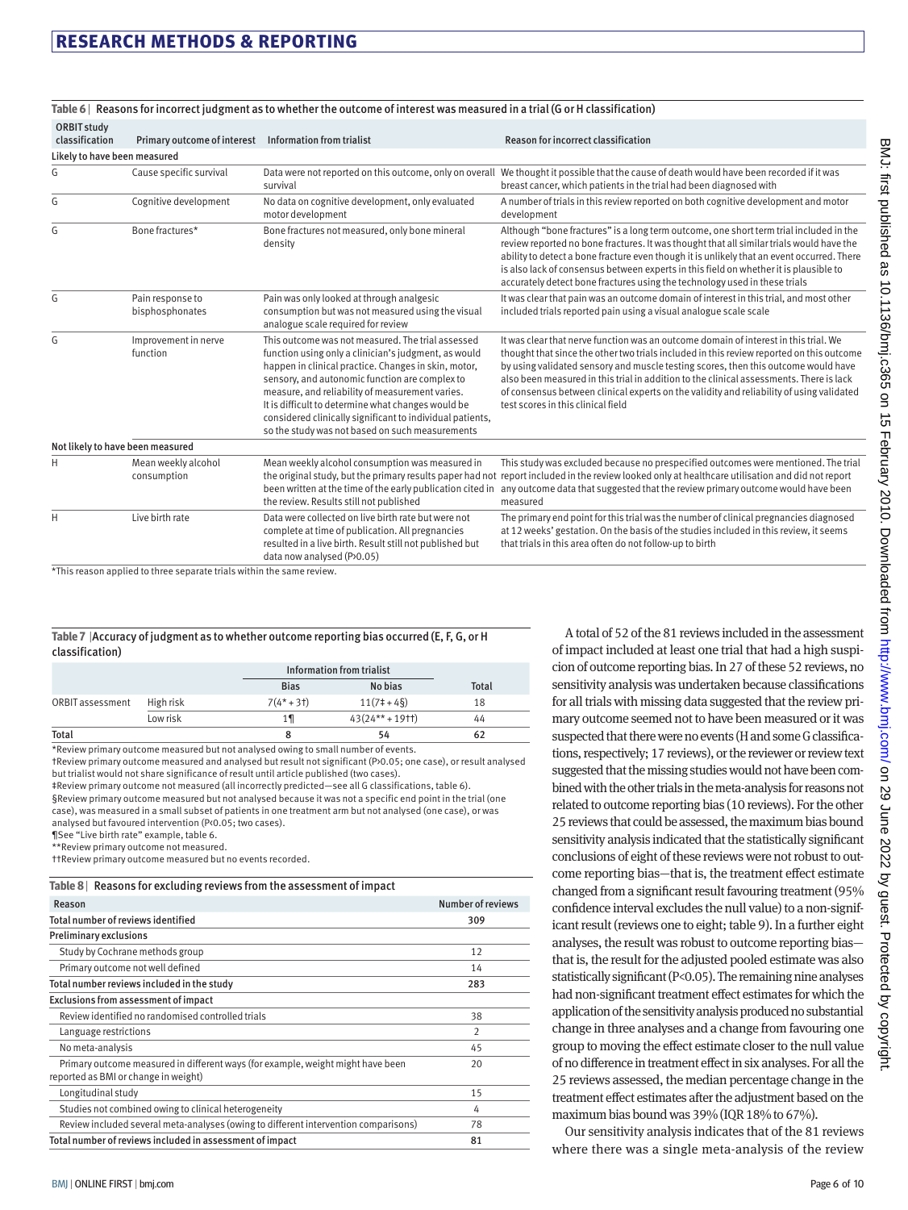**Table 6 | Reasons for incorrect judgment as to whether the outcome of interest was measured in a trial (G or H classification)**

| ORBIT study classification | Primary outcome of interest | Information from trialist | Reason for incorrect classification |
|---|---|---|---|
| **Likely to have been measured** | | | |
| G | Cause specific survival | Data were not reported on this outcome, only on overall survival | We thought it possible that the cause of death would have been recorded if it was breast cancer, which patients in the trial had been diagnosed with |
| G | Cognitive development | No data on cognitive development, only evaluated motor development | A number of trials in this review reported on both cognitive development and motor development |
| G | Bone fractures* | Bone fractures not measured, only bone mineral density | Although "bone fractures" is a long term outcome, one short term trial included in the review reported no bone fractures. It was thought that all similar trials would have the ability to detect a bone fracture even though it is unlikely that an event occurred. There is also lack of consensus between experts in this field on whether it is plausible to accurately detect bone fractures using the technology used in these trials |
| G | Pain response to bisphosphonates | Pain was only looked at through analgesic consumption but was not measured using the visual analogue scale required for review | It was clear that pain was an outcome domain of interest in this trial, and most other included trials reported pain using a visual analogue scale scale |
| G | Improvement in nerve function | This outcome was not measured. The trial assessed function using only a clinician's judgment, as would happen in clinical practice. Changes in skin, motor, sensory, and autonomic function are complex to measure, and reliability of measurement varies. It is difficult to determine what changes would be considered clinically significant to individual patients, so the study was not based on such measurements | It was clear that nerve function was an outcome domain of interest in this trial. We thought that since the other two trials included in this review reported on this outcome by using validated sensory and muscle testing scores, then this outcome would have also been measured in this trial in addition to the clinical assessments. There is lack of consensus between clinical experts on the validity and reliability of using validated test scores in this clinical field |
| **Not likely to have been measured** | | | |
| H | Mean weekly alcohol consumption | Mean weekly alcohol consumption was measured in the original study, but the primary results paper had not been written at the time of the early publication cited in the review. Results still not published | This study was excluded because no prespecified outcomes were mentioned. The trial report included in the review looked only at healthcare utilisation and did not report any outcome data that suggested that the review primary outcome would have been measured |
| H | Live birth rate | Data were collected on live birth rate but were not complete at time of publication. All pregnancies resulted in a live birth. Result still not published but data now analysed (P>0.05) | The primary end point for this trial was the number of clinical pregnancies diagnosed at 12 weeks' gestation. On the basis of the studies included in this review, it seems that trials in this area often do not follow-up to birth |

*This reason applied to three separate trials within the same review.

**Table 7 | Accuracy of judgment as to whether outcome reporting bias occurred (E, F, G, or H classification)**

| | | Information from trialist | | |
|---|---|---|---|---|
| | | Bias | No bias | Total |
| ORBIT assessment | High risk | 7(4* + 3†) | 11(7‡ + 4§) | 18 |
| | Low risk | 1¶ | 43(24** + 19††) | 44 |
| Total | | 8 | 54 | 62 |

*Review primary outcome measured but not analysed owing to small number of events.
†Review primary outcome measured and analysed but result not significant (P>0.05; one case), or result analysed but trialist would not share significance of result until article published (two cases).
‡Review primary outcome not measured (all incorrectly predicted—see all G classifications, table 6).
§Review primary outcome measured but not analysed because it was not a specific end point in the trial (one case), was measured in a small subset of patients in one treatment arm but not analysed (one case), or was analysed but favoured intervention (P<0.05; two cases).
¶See "Live birth rate" example, table 6.
**Review primary outcome not measured.
††Review primary outcome measured but no events recorded.

**Table 8 | Reasons for excluding reviews from the assessment of impact**

| Reason | Number of reviews |
|---|---|
| **Total number of reviews identified** | **309** |
| **Preliminary exclusions** | |
| Study by Cochrane methods group | 12 |
| Primary outcome not well defined | 14 |
| **Total number reviews included in the study** | **283** |
| **Exclusions from assessment of impact** | |
| Review identified no randomised controlled trials | 38 |
| Language restrictions | 2 |
| No meta-analysis | 45 |
| Primary outcome measured in different ways (for example, weight might have been reported as BMI or change in weight) | 20 |
| Longitudinal study | 15 |
| Studies not combined owing to clinical heterogeneity | 4 |
| Review included several meta-analyses (owing to different intervention comparisons) | 78 |
| **Total number of reviews included in assessment of impact** | **81** |

A total of 52 of the 81 reviews included in the assessment of impact included at least one trial that had a high suspicion of outcome reporting bias. In 27 of these 52 reviews, no sensitivity analysis was undertaken because classifications for all trials with missing data suggested that the review primary outcome seemed not to have been measured or it was suspected that there were no events (H and some G classifications, respectively; 17 reviews), or the reviewer or review text suggested that the missing studies would not have been combined with the other trials in the meta-analysis for reasons not related to outcome reporting bias (10 reviews). For the other 25 reviews that could be assessed, the maximum bias bound sensitivity analysis indicated that the statistically significant conclusions of eight of these reviews were not robust to outcome reporting bias—that is, the treatment effect estimate changed from a significant result favouring treatment (95% confidence interval excludes the null value) to a non-significant result (reviews one to eight; table 9). In a further eight analyses, the result was robust to outcome reporting bias—that is, the result for the adjusted pooled estimate was also statistically significant (P<0.05). The remaining nine analyses had non-significant treatment effect estimates for which the application of the sensitivity analysis produced no substantial change in three analyses and a change from favouring one group to moving the effect estimate closer to the null value of no difference in treatment effect in six analyses. For all the 25 reviews assessed, the median percentage change in the treatment effect estimates after the adjustment based on the maximum bias bound was 39% (IQR 18% to 67%).

Our sensitivity analysis indicates that of the 81 reviews where there was a single meta-analysis of the review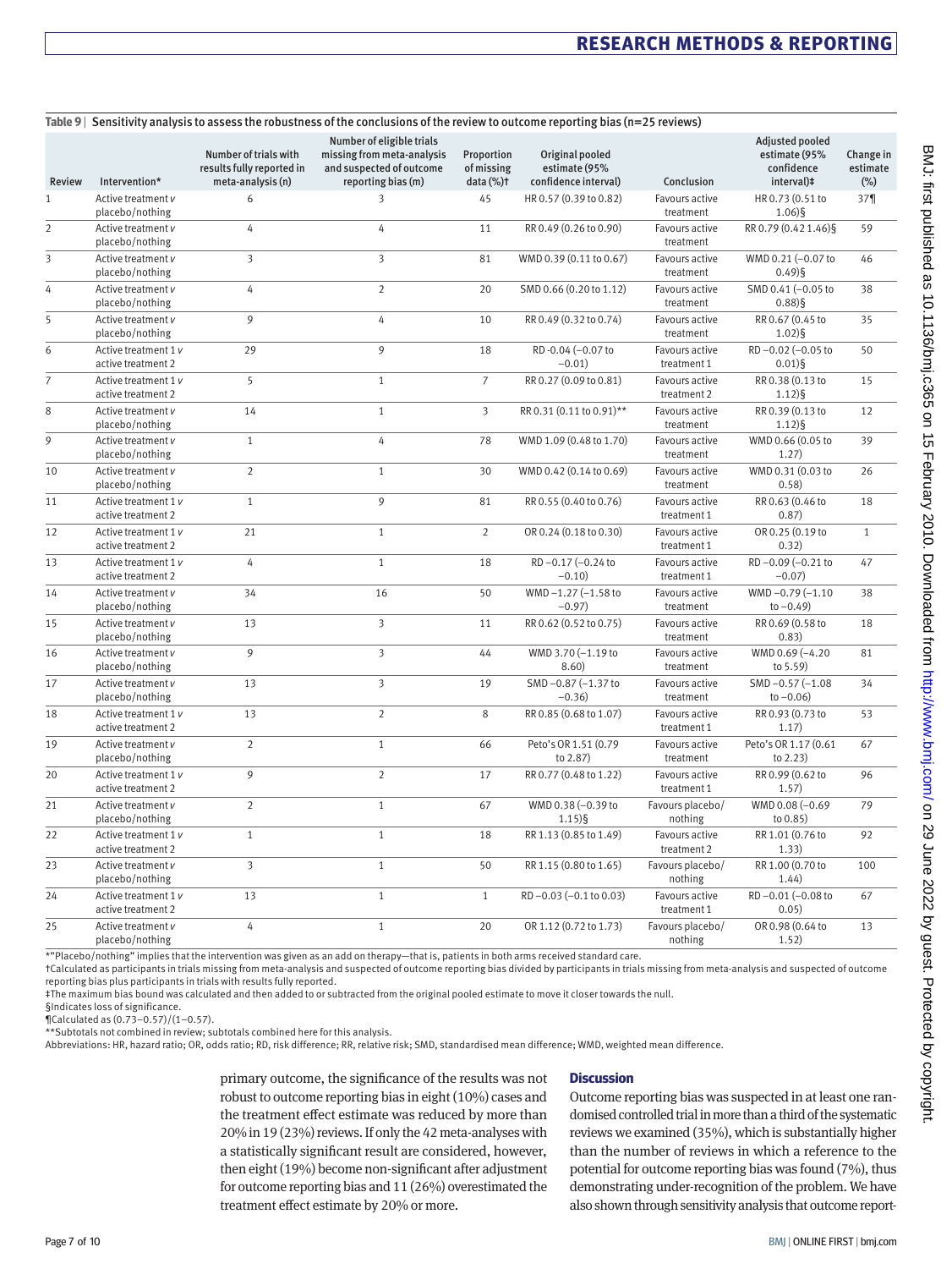**Table 9 | Sensitivity analysis to assess the robustness of the conclusions of the review to outcome reporting bias (n=25 reviews)**

| Review | Intervention* | Number of trials with results fully reported in meta-analysis (n) | Number of eligible trials missing from meta-analysis and suspected of outcome reporting bias (m) | Proportion of missing data (%)† | Original pooled estimate (95% confidence interval) | Conclusion | Adjusted pooled estimate (95% confidence interval)‡ | Change in estimate (%) |
|---|---|---|---|---|---|---|---|---|
| 1 | Active treatment v placebo/nothing | 6 | 3 | 45 | HR 0.57 (0.39 to 0.82) | Favours active treatment | HR 0.73 (0.51 to 1.06)§ | 37¶ |
| 2 | Active treatment v placebo/nothing | 4 | 4 | 11 | RR 0.49 (0.26 to 0.90) | Favours active treatment | RR 0.79 (0.42 1.46)§ | 59 |
| 3 | Active treatment v placebo/nothing | 3 | 3 | 81 | WMD 0.39 (0.11 to 0.67) | Favours active treatment | WMD 0.21 (−0.07 to 0.49)§ | 46 |
| 4 | Active treatment v placebo/nothing | 4 | 2 | 20 | SMD 0.66 (0.20 to 1.12) | Favours active treatment | SMD 0.41 (−0.05 to 0.88)§ | 38 |
| 5 | Active treatment v placebo/nothing | 9 | 4 | 10 | RR 0.49 (0.32 to 0.74) | Favours active treatment | RR 0.67 (0.45 to 1.02)§ | 35 |
| 6 | Active treatment 1 v active treatment 2 | 29 | 9 | 18 | RD -0.04 (−0.07 to −0.01) | Favours active treatment 1 | RD −0.02 (−0.05 to 0.01)§ | 50 |
| 7 | Active treatment 1 v active treatment 2 | 5 | 1 | 7 | RR 0.27 (0.09 to 0.81) | Favours active treatment 2 | RR 0.38 (0.13 to 1.12)§ | 15 |
| 8 | Active treatment v placebo/nothing | 14 | 1 | 3 | RR 0.31 (0.11 to 0.91)** | Favours active treatment | RR 0.39 (0.13 to 1.12)§ | 12 |
| 9 | Active treatment v placebo/nothing | 1 | 4 | 78 | WMD 1.09 (0.48 to 1.70) | Favours active treatment | WMD 0.66 (0.05 to 1.27) | 39 |
| 10 | Active treatment v placebo/nothing | 2 | 1 | 30 | WMD 0.42 (0.14 to 0.69) | Favours active treatment | WMD 0.31 (0.03 to 0.58) | 26 |
| 11 | Active treatment 1 v active treatment 2 | 1 | 9 | 81 | RR 0.55 (0.40 to 0.76) | Favours active treatment 1 | RR 0.63 (0.46 to 0.87) | 18 |
| 12 | Active treatment 1 v active treatment 2 | 21 | 1 | 2 | OR 0.24 (0.18 to 0.30) | Favours active treatment 1 | OR 0.25 (0.19 to 0.32) | 1 |
| 13 | Active treatment 1 v active treatment 2 | 4 | 1 | 18 | RD −0.17 (−0.24 to −0.10) | Favours active treatment 1 | RD −0.09 (−0.21 to −0.07) | 47 |
| 14 | Active treatment v placebo/nothing | 34 | 16 | 50 | WMD −1.27 (−1.58 to −0.97) | Favours active treatment | WMD −0.79 (−1.10 to −0.49) | 38 |
| 15 | Active treatment v placebo/nothing | 13 | 3 | 11 | RR 0.62 (0.52 to 0.75) | Favours active treatment | RR 0.69 (0.58 to 0.83) | 18 |
| 16 | Active treatment v placebo/nothing | 9 | 3 | 44 | WMD 3.70 (−1.19 to 8.60) | Favours active treatment | WMD 0.69 (−4.20 to 5.59) | 81 |
| 17 | Active treatment v placebo/nothing | 13 | 3 | 19 | SMD −0.87 (−1.37 to −0.36) | Favours active treatment | SMD −0.57 (−1.08 to −0.06) | 34 |
| 18 | Active treatment 1 v active treatment 2 | 13 | 2 | 8 | RR 0.85 (0.68 to 1.07) | Favours active treatment 1 | RR 0.93 (0.73 to 1.17) | 53 |
| 19 | Active treatment v placebo/nothing | 2 | 1 | 66 | Peto's OR 1.51 (0.79 to 2.87) | Favours active treatment | Peto's OR 1.17 (0.61 to 2.23) | 67 |
| 20 | Active treatment 1 v active treatment 2 | 9 | 2 | 17 | RR 0.77 (0.48 to 1.22) | Favours active treatment 1 | RR 0.99 (0.62 to 1.57) | 96 |
| 21 | Active treatment v placebo/nothing | 2 | 1 | 67 | WMD 0.38 (−0.39 to 1.15)§ | Favours placebo/nothing | WMD 0.08 (−0.69 to 0.85) | 79 |
| 22 | Active treatment 1 v active treatment 2 | 1 | 1 | 18 | RR 1.13 (0.85 to 1.49) | Favours active treatment 2 | RR 1.01 (0.76 to 1.33) | 92 |
| 23 | Active treatment v placebo/nothing | 3 | 1 | 50 | RR 1.15 (0.80 to 1.65) | Favours placebo/nothing | RR 1.00 (0.70 to 1.44) | 100 |
| 24 | Active treatment 1 v active treatment 2 | 13 | 1 | 1 | RD −0.03 (−0.1 to 0.03) | Favours active treatment 1 | RD −0.01 (−0.08 to 0.05) | 67 |
| 25 | Active treatment v placebo/nothing | 4 | 1 | 20 | OR 1.12 (0.72 to 1.73) | Favours placebo/nothing | OR 0.98 (0.64 to 1.52) | 13 |

*"Placebo/nothing" implies that the intervention was given as an add on therapy—that is, patients in both arms received standard care.
†Calculated as participants in trials missing from meta-analysis and suspected of outcome reporting bias divided by participants in trials missing from meta-analysis and suspected of outcome reporting bias plus participants in trials with results fully reported.
‡The maximum bias bound was calculated and then added to or subtracted from the original pooled estimate to move it closer towards the null.
§Indicates loss of significance.
¶Calculated as (0.73−0.57)/(1−0.57).
**Subtotals not combined in review; subtotals combined here for this analysis.
Abbreviations: HR, hazard ratio; OR, odds ratio; RD, risk difference; RR, relative risk; SMD, standardised mean difference; WMD, weighted mean difference.

primary outcome, the significance of the results was not robust to outcome reporting bias in eight (10%) cases and the treatment effect estimate was reduced by more than 20% in 19 (23%) reviews. If only the 42 meta-analyses with a statistically significant result are considered, however, then eight (19%) become non-significant after adjustment for outcome reporting bias and 11 (26%) overestimated the treatment effect estimate by 20% or more.

## Discussion

Outcome reporting bias was suspected in at least one randomised controlled trial in more than a third of the systematic reviews we examined (35%), which is substantially higher than the number of reviews in which a reference to the potential for outcome reporting bias was found (7%), thus demonstrating under-recognition of the problem. We have also shown through sensitivity analysis that outcome report-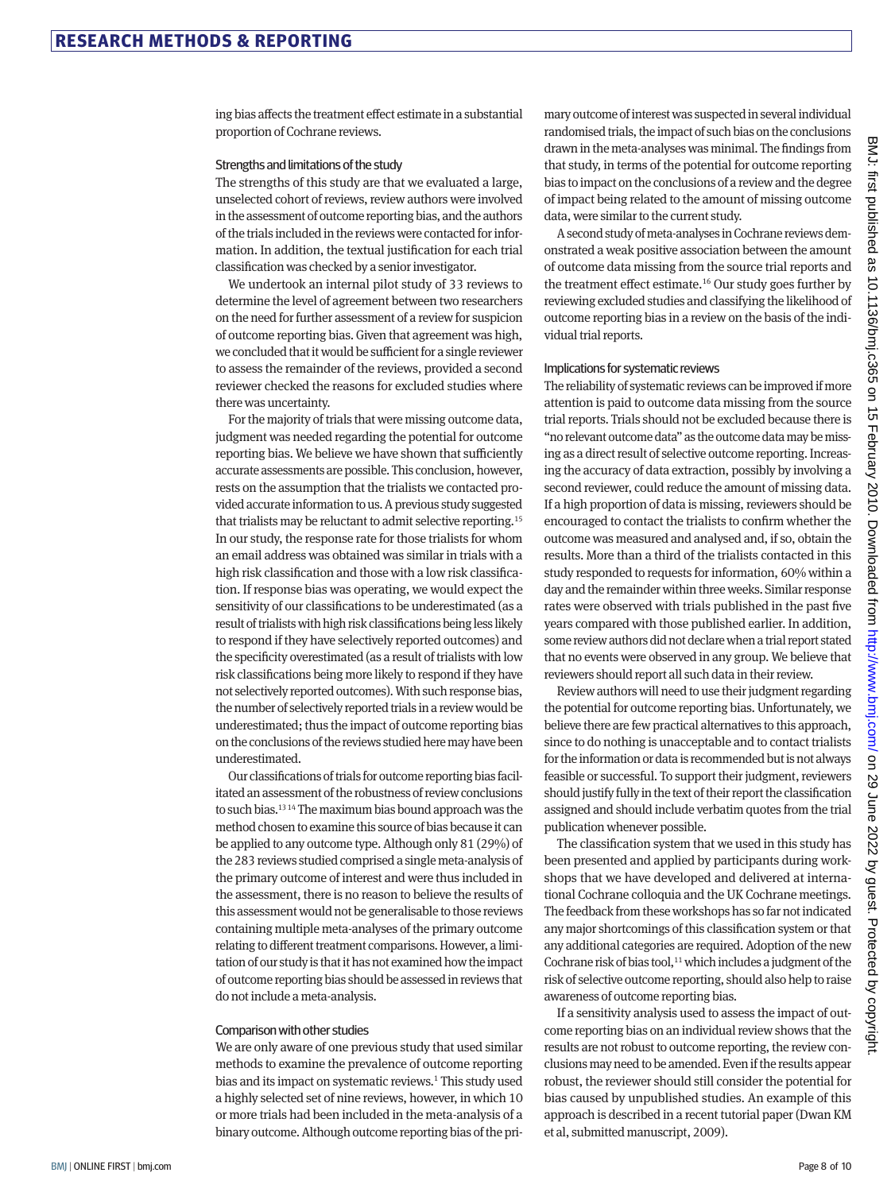ing bias affects the treatment effect estimate in a substantial proportion of Cochrane reviews.

### Strengths and limitations of the study

The strengths of this study are that we evaluated a large, unselected cohort of reviews, review authors were involved in the assessment of outcome reporting bias, and the authors of the trials included in the reviews were contacted for information. In addition, the textual justification for each trial classification was checked by a senior investigator.

We undertook an internal pilot study of 33 reviews to determine the level of agreement between two researchers on the need for further assessment of a review for suspicion of outcome reporting bias. Given that agreement was high, we concluded that it would be sufficient for a single reviewer to assess the remainder of the reviews, provided a second reviewer checked the reasons for excluded studies where there was uncertainty.

For the majority of trials that were missing outcome data, judgment was needed regarding the potential for outcome reporting bias. We believe we have shown that sufficiently accurate assessments are possible. This conclusion, however, rests on the assumption that the trialists we contacted provided accurate information to us. A previous study suggested that trialists may be reluctant to admit selective reporting.[15] In our study, the response rate for those trialists for whom an email address was obtained was similar in trials with a high risk classification and those with a low risk classification. If response bias was operating, we would expect the sensitivity of our classifications to be underestimated (as a result of trialists with high risk classifications being less likely to respond if they have selectively reported outcomes) and the specificity overestimated (as a result of trialists with low risk classifications being more likely to respond if they have not selectively reported outcomes). With such response bias, the number of selectively reported trials in a review would be underestimated; thus the impact of outcome reporting bias on the conclusions of the reviews studied here may have been underestimated.

Our classifications of trials for outcome reporting bias facilitated an assessment of the robustness of review conclusions to such bias.[13 14] The maximum bias bound approach was the method chosen to examine this source of bias because it can be applied to any outcome type. Although only 81 (29%) of the 283 reviews studied comprised a single meta-analysis of the primary outcome of interest and were thus included in the assessment, there is no reason to believe the results of this assessment would not be generalisable to those reviews containing multiple meta-analyses of the primary outcome relating to different treatment comparisons. However, a limitation of our study is that it has not examined how the impact of outcome reporting bias should be assessed in reviews that do not include a meta-analysis.

### Comparison with other studies

We are only aware of one previous study that used similar methods to examine the prevalence of outcome reporting bias and its impact on systematic reviews.[1] This study used a highly selected set of nine reviews, however, in which 10 or more trials had been included in the meta-analysis of a binary outcome. Although outcome reporting bias of the primary outcome of interest was suspected in several individual randomised trials, the impact of such bias on the conclusions drawn in the meta-analyses was minimal. The findings from that study, in terms of the potential for outcome reporting bias to impact on the conclusions of a review and the degree of impact being related to the amount of missing outcome data, were similar to the current study.

A second study of meta-analyses in Cochrane reviews demonstrated a weak positive association between the amount of outcome data missing from the source trial reports and the treatment effect estimate.[16] Our study goes further by reviewing excluded studies and classifying the likelihood of outcome reporting bias in a review on the basis of the individual trial reports.

### Implications for systematic reviews

The reliability of systematic reviews can be improved if more attention is paid to outcome data missing from the source trial reports. Trials should not be excluded because there is "no relevant outcome data" as the outcome data may be missing as a direct result of selective outcome reporting. Increasing the accuracy of data extraction, possibly by involving a second reviewer, could reduce the amount of missing data. If a high proportion of data is missing, reviewers should be encouraged to contact the trialists to confirm whether the outcome was measured and analysed and, if so, obtain the results. More than a third of the trialists contacted in this study responded to requests for information, 60% within a day and the remainder within three weeks. Similar response rates were observed with trials published in the past five years compared with those published earlier. In addition, some review authors did not declare when a trial report stated that no events were observed in any group. We believe that reviewers should report all such data in their review.

Review authors will need to use their judgment regarding the potential for outcome reporting bias. Unfortunately, we believe there are few practical alternatives to this approach, since to do nothing is unacceptable and to contact trialists for the information or data is recommended but is not always feasible or successful. To support their judgment, reviewers should justify fully in the text of their report the classification assigned and should include verbatim quotes from the trial publication whenever possible.

The classification system that we used in this study has been presented and applied by participants during workshops that we have developed and delivered at international Cochrane colloquia and the UK Cochrane meetings. The feedback from these workshops has so far not indicated any major shortcomings of this classification system or that any additional categories are required. Adoption of the new Cochrane risk of bias tool,[11] which includes a judgment of the risk of selective outcome reporting, should also help to raise awareness of outcome reporting bias.

If a sensitivity analysis used to assess the impact of outcome reporting bias on an individual review shows that the results are not robust to outcome reporting, the review conclusions may need to be amended. Even if the results appear robust, the reviewer should still consider the potential for bias caused by unpublished studies. An example of this approach is described in a recent tutorial paper (Dwan KM et al, submitted manuscript, 2009).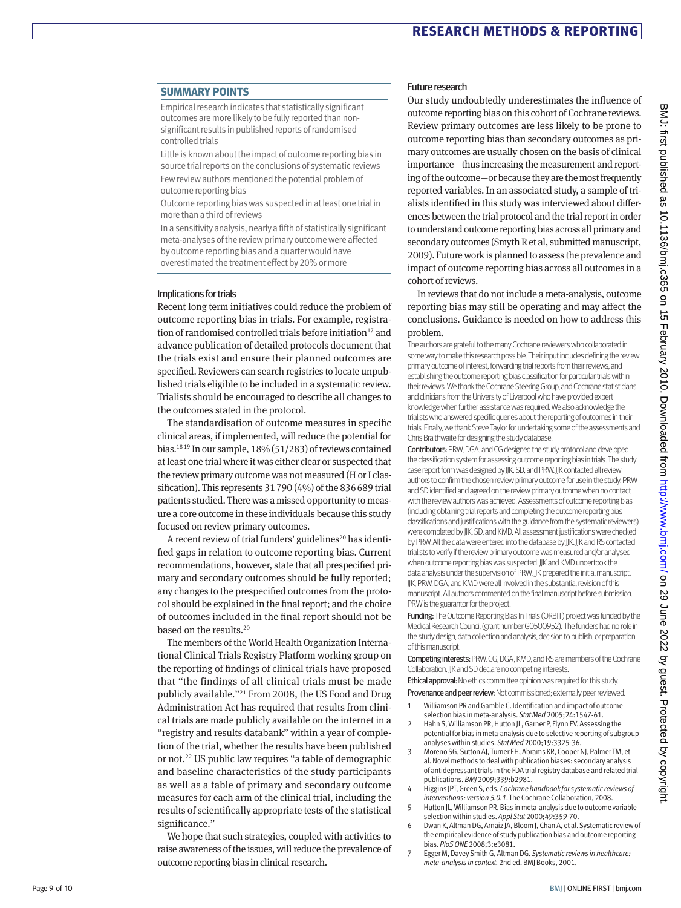## SUMMARY POINTS

Empirical research indicates that statistically significant outcomes are more likely to be fully reported than non-significant results in published reports of randomised controlled trials

Little is known about the impact of outcome reporting bias in source trial reports on the conclusions of systematic reviews

Few review authors mentioned the potential problem of outcome reporting bias

Outcome reporting bias was suspected in at least one trial in more than a third of reviews

In a sensitivity analysis, nearly a fifth of statistically significant meta-analyses of the review primary outcome were affected by outcome reporting bias and a quarter would have overestimated the treatment effect by 20% or more

### Implications for trials

Recent long term initiatives could reduce the problem of outcome reporting bias in trials. For example, registration of randomised controlled trials before initiation[17] and advance publication of detailed protocols document that the trials exist and ensure their planned outcomes are specified. Reviewers can search registries to locate unpublished trials eligible to be included in a systematic review. Trialists should be encouraged to describe all changes to the outcomes stated in the protocol.

The standardisation of outcome measures in specific clinical areas, if implemented, will reduce the potential for bias.[18,19] In our sample, 18% (51/283) of reviews contained at least one trial where it was either clear or suspected that the review primary outcome was not measured (H or I classification). This represents 31 790 (4%) of the 836 689 trial patients studied. There was a missed opportunity to measure a core outcome in these individuals because this study focused on review primary outcomes.

A recent review of trial funders' guidelines[20] has identified gaps in relation to outcome reporting bias. Current recommendations, however, state that all prespecified primary and secondary outcomes should be fully reported; any changes to the prespecified outcomes from the protocol should be explained in the final report; and the choice of outcomes included in the final report should not be based on the results.[20]

The members of the World Health Organization International Clinical Trials Registry Platform working group on the reporting of findings of clinical trials have proposed that "the findings of all clinical trials must be made publicly available."[21] From 2008, the US Food and Drug Administration Act has required that results from clinical trials are made publicly available on the internet in a "registry and results databank" within a year of completion of the trial, whether the results have been published or not.[22] US public law requires "a table of demographic and baseline characteristics of the study participants as well as a table of primary and secondary outcome measures for each arm of the clinical trial, including the results of scientifically appropriate tests of the statistical significance."

We hope that such strategies, coupled with activities to raise awareness of the issues, will reduce the prevalence of outcome reporting bias in clinical research.

### Future research

Our study undoubtedly underestimates the influence of outcome reporting bias on this cohort of Cochrane reviews. Review primary outcomes are less likely to be prone to outcome reporting bias than secondary outcomes as primary outcomes are usually chosen on the basis of clinical importance—thus increasing the measurement and reporting of the outcome—or because they are the most frequently reported variables. In an associated study, a sample of trialists identified in this study was interviewed about differences between the trial protocol and the trial report in order to understand outcome reporting bias across all primary and secondary outcomes (Smyth R et al, submitted manuscript, 2009). Future work is planned to assess the prevalence and impact of outcome reporting bias across all outcomes in a cohort of reviews.

In reviews that do not include a meta-analysis, outcome reporting bias may still be operating and may affect the conclusions. Guidance is needed on how to address this problem.

The authors are grateful to the many Cochrane reviewers who collaborated in some way to make this research possible. Their input includes defining the review primary outcome of interest, forwarding trial reports from their reviews, and establishing the outcome reporting bias classification for particular trials within their reviews. We thank the Cochrane Steering Group, and Cochrane statisticians and clinicians from the University of Liverpool who have provided expert knowledge when further assistance was required. We also acknowledge the trialists who answered specific queries about the reporting of outcomes in their trials. Finally, we thank Steve Taylor for undertaking some of the assessments and Chris Braithwaite for designing the study database.

**Contributors:** PRW, DGA, and CG designed the study protocol and developed the classification system for assessing outcome reporting bias in trials. The study case report form was designed by JJK, SD, and PRW. JJK contacted all review authors to confirm the chosen review primary outcome for use in the study. PRW and SD identified and agreed on the review primary outcome when no contact with the review authors was achieved. Assessments of outcome reporting bias (including obtaining trial reports and completing the outcome reporting bias classifications and justifications with the guidance from the systematic reviewers) were completed by JJK, SD, and KMD. All assessment justifications were checked by PRW. All the data were entered into the database by JJK. JJK and RS contacted trialists to verify if the review primary outcome was measured and/or analysed when outcome reporting bias was suspected. JJK and KMD undertook the data analysis under the supervision of PRW. JJK prepared the initial manuscript. JJK, PRW, DGA, and KMD were all involved in the substantial revision of this manuscript. All authors commented on the final manuscript before submission. PRW is the guarantor for the project.

**Funding:** The Outcome Reporting Bias In Trials (ORBIT) project was funded by the Medical Research Council (grant number G0500952). The funders had no role in the study design, data collection and analysis, decision to publish, or preparation of this manuscript.

**Competing interests:** PRW, CG, DGA, KMD, and RS are members of the Cochrane Collaboration. JJK and SD declare no competing interests.

**Ethical approval:** No ethics committee opinion was required for this study.

**Provenance and peer review:** Not commissioned; externally peer reviewed.

1. Williamson PR and Gamble C. Identification and impact of outcome selection bias in meta-analysis. *Stat Med* 2005;24:1547-61.
2. Hahn S, Williamson PR, Hutton JL, Garner P, Flynn EV. Assessing the potential for bias in meta-analysis due to selective reporting of subgroup analyses within studies. *Stat Med* 2000;19:3325-36.
3. Moreno SG, Sutton AJ, Turner EH, Abrams KR, Cooper NJ, Palmer TM, et al. Novel methods to deal with publication biases: secondary analysis of antidepressant trials in the FDA trial registry database and related trial publications. *BMJ* 2009;339:b2981.
4. Higgins JPT, Green S, eds. *Cochrane handbook for systematic reviews of interventions: version 5.0.1*. The Cochrane Collaboration, 2008.
5. Hutton JL, Williamson PR. Bias in meta-analysis due to outcome variable selection within studies. *Appl Stat* 2000;49:359-70.
6. Dwan K, Altman DG, Arnaiz JA, Bloom J, Chan A, et al. Systematic review of the empirical evidence of study publication bias and outcome reporting bias. *PloS ONE* 2008;3:e3081.
7. Egger M, Davey Smith G, Altman DG. *Systematic reviews in healthcare: meta-analysis in context.* 2nd ed. BMJ Books, 2001.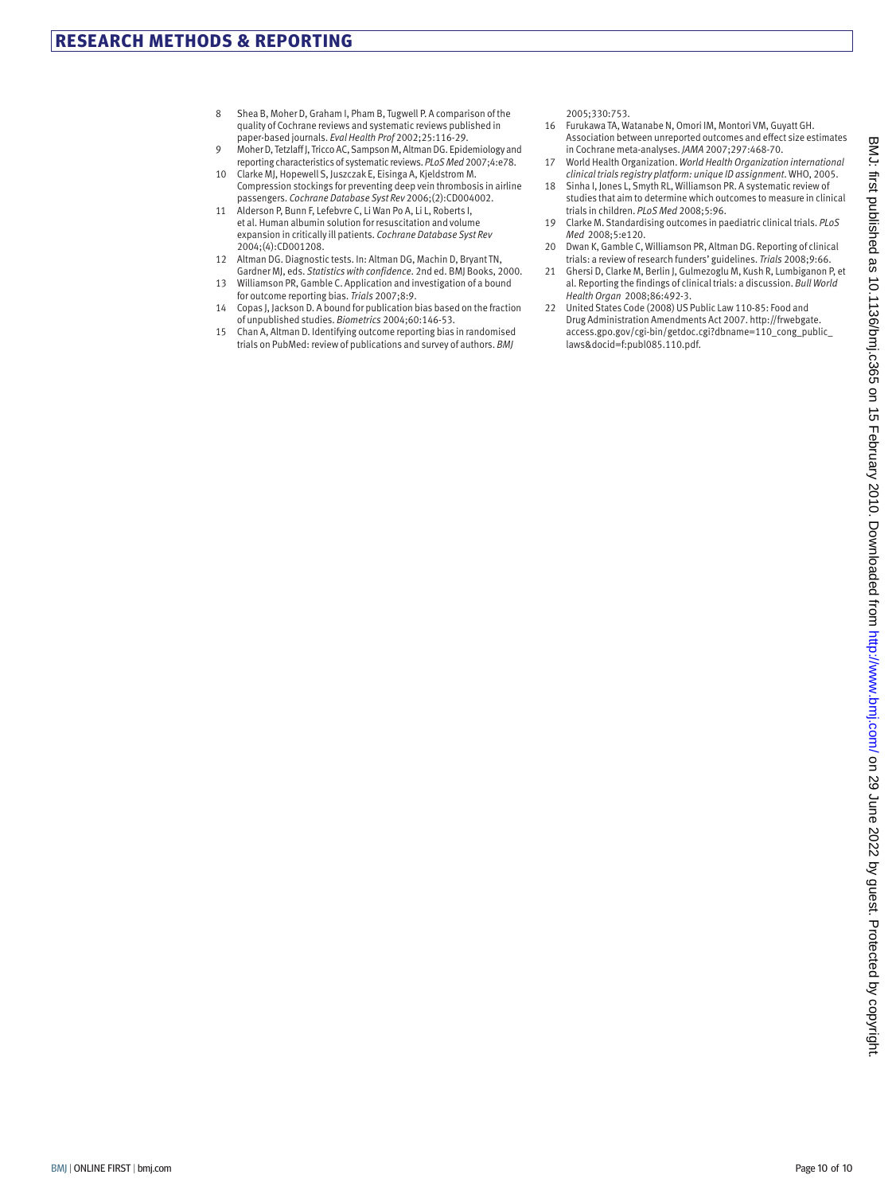8. Shea B, Moher D, Graham I, Pham B, Tugwell P. A comparison of the quality of Cochrane reviews and systematic reviews published in paper-based journals. *Eval Health Prof* 2002;25:116-29.
9. Moher D, Tetzlaff J, Tricco AC, Sampson M, Altman DG. Epidemiology and reporting characteristics of systematic reviews. *PLoS Med* 2007;4:e78.
10. Clarke MJ, Hopewell S, Juszczak E, Eisinga A, Kjeldstrom M. Compression stockings for preventing deep vein thrombosis in airline passengers. *Cochrane Database Syst Rev* 2006;(2):CD004002.
11. Alderson P, Bunn F, Lefebvre C, Li Wan Po A, Li L, Roberts I, et al. Human albumin solution for resuscitation and volume expansion in critically ill patients. *Cochrane Database Syst Rev* 2004;(4):CD001208.
12. Altman DG. Diagnostic tests. In: Altman DG, Machin D, Bryant TN, Gardner MJ, eds. *Statistics with confidence*. 2nd ed. BMJ Books, 2000.
13. Williamson PR, Gamble C. Application and investigation of a bound for outcome reporting bias. *Trials* 2007;8:9.
14. Copas J, Jackson D. A bound for publication bias based on the fraction of unpublished studies. *Biometrics* 2004;60:146-53.
15. Chan A, Altman D. Identifying outcome reporting bias in randomised trials on PubMed: review of publications and survey of authors. *BMJ* 2005;330:753.
16. Furukawa TA, Watanabe N, Omori IM, Montori VM, Guyatt GH. Association between unreported outcomes and effect size estimates in Cochrane meta-analyses. *JAMA* 2007;297:468-70.
17. World Health Organization. *World Health Organization international clinical trials registry platform: unique ID assignment*. WHO, 2005.
18. Sinha I, Jones L, Smyth RL, Williamson PR. A systematic review of studies that aim to determine which outcomes to measure in clinical trials in children. *PLoS Med* 2008;5:96.
19. Clarke M. Standardising outcomes in paediatric clinical trials. *PLoS Med* 2008;5:e120.
20. Dwan K, Gamble C, Williamson PR, Altman DG. Reporting of clinical trials: a review of research funders' guidelines. *Trials* 2008;9:66.
21. Ghersi D, Clarke M, Berlin J, Gulmezoglu M, Kush R, Lumbiganon P, et al. Reporting the findings of clinical trials: a discussion. *Bull World Health Organ* 2008;86:492-3.
22. United States Code (2008) US Public Law 110-85: Food and Drug Administration Amendments Act 2007. http://frwebgate.access.gpo.gov/cgi-bin/getdoc.cgi?dbname=110_cong_public_laws&docid=f:publ085.110.pdf.